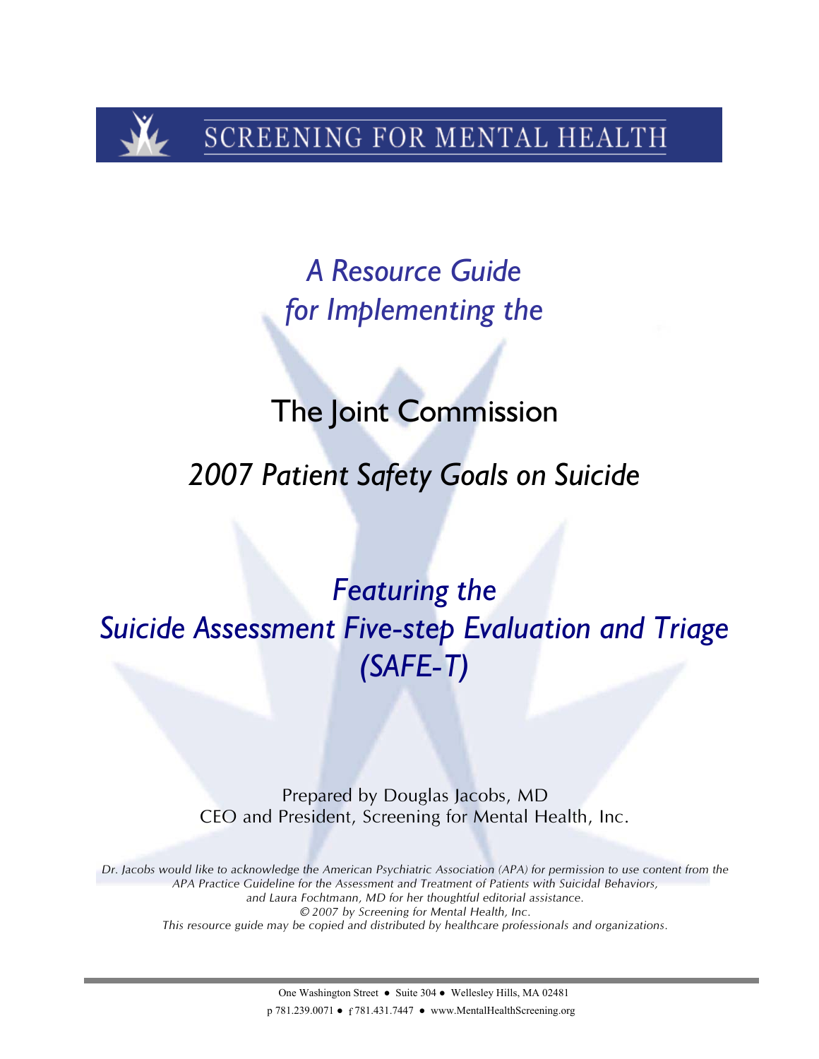SCREENING FOR MENTAL HEALTH

# *A Resource Guide for Implementing the*

# The Joint Commission

## *2007 Patient Safety Goals on Suicide*

## *Featuring the Suicide Assessment Five-step Evaluation and Triage (SAFE-T)*

Prepared by Douglas Jacobs, MD
CEO and President, Screening for Mental Health, Inc.

*Dr. Jacobs would like to acknowledge the American Psychiatric Association (APA) for permission to use content from the APA Practice Guideline for the Assessment and Treatment of Patients with Suicidal Behaviors, and Laura Fochtmann, MD for her thoughtful editorial assistance.*
*© 2007 by Screening for Mental Health, Inc.*
*This resource guide may be copied and distributed by healthcare professionals and organizations.*

One Washington Street ● Suite 304 ● Wellesley Hills, MA 02481
p 781.239.0071 ● f 781.431.7447 ● www.MentalHealthScreening.org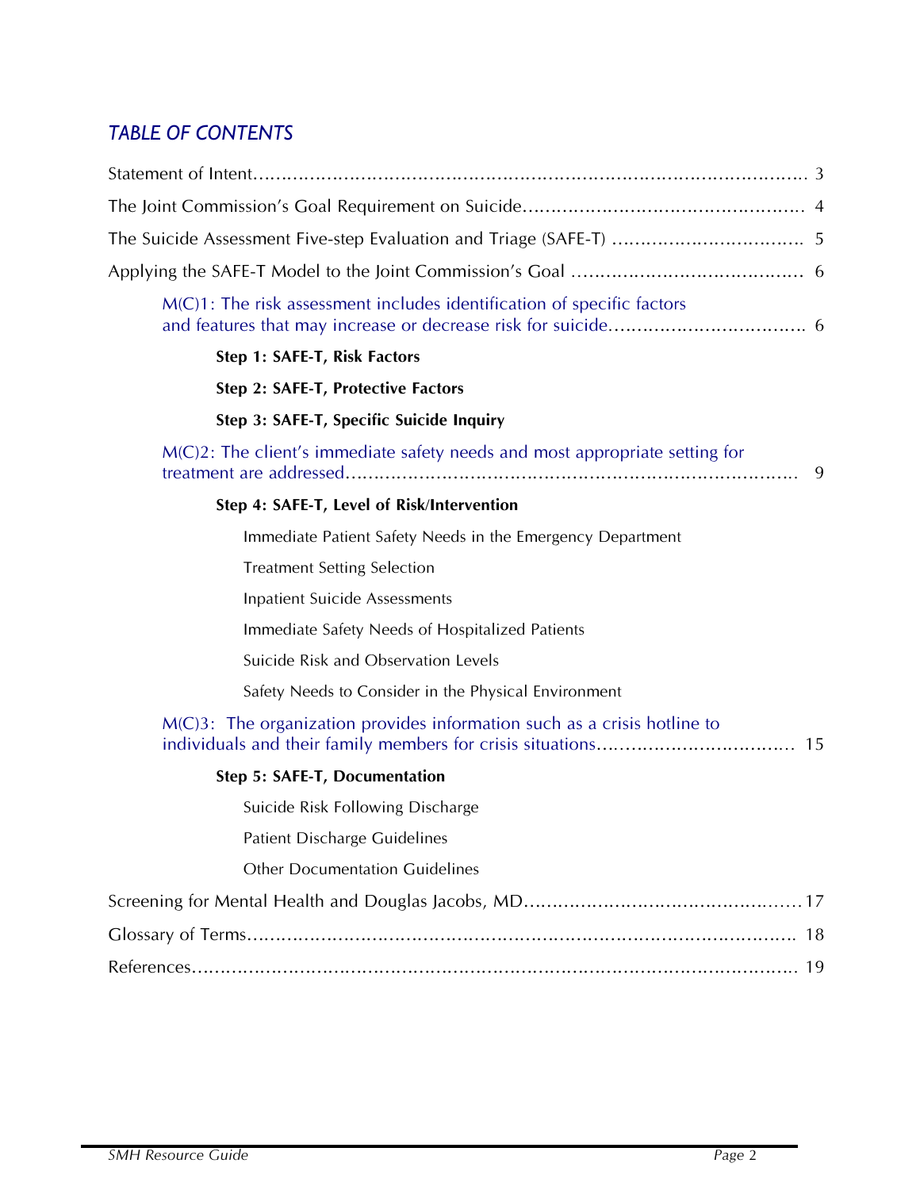## *TABLE OF CONTENTS*

Statement of Intent........................................................................................... 3

The Joint Commission's Goal Requirement on Suicide.................................................. 4

The Suicide Assessment Five-step Evaluation and Triage (SAFE-T) ................................. 5

Applying the SAFE-T Model to the Joint Commission's Goal ......................................... 6

- M(C)1: The risk assessment includes identification of specific factors and features that may increase or decrease risk for suicide.................................. 6
  - **Step 1: SAFE-T, Risk Factors**
  - **Step 2: SAFE-T, Protective Factors**
  - **Step 3: SAFE-T, Specific Suicide Inquiry**
- M(C)2: The client's immediate safety needs and most appropriate setting for treatment are addressed................................................................................ 9
  - **Step 4: SAFE-T, Level of Risk/Intervention**
    - Immediate Patient Safety Needs in the Emergency Department
    - Treatment Setting Selection
    - Inpatient Suicide Assessments
    - Immediate Safety Needs of Hospitalized Patients
    - Suicide Risk and Observation Levels
    - Safety Needs to Consider in the Physical Environment
- M(C)3: The organization provides information such as a crisis hotline to individuals and their family members for crisis situations.................................. 15
  - **Step 5: SAFE-T, Documentation**
    - Suicide Risk Following Discharge
    - Patient Discharge Guidelines
    - Other Documentation Guidelines

Screening for Mental Health and Douglas Jacobs, MD................................................17

Glossary of Terms.................................................................................................. 18

References.......................................................................................................... 19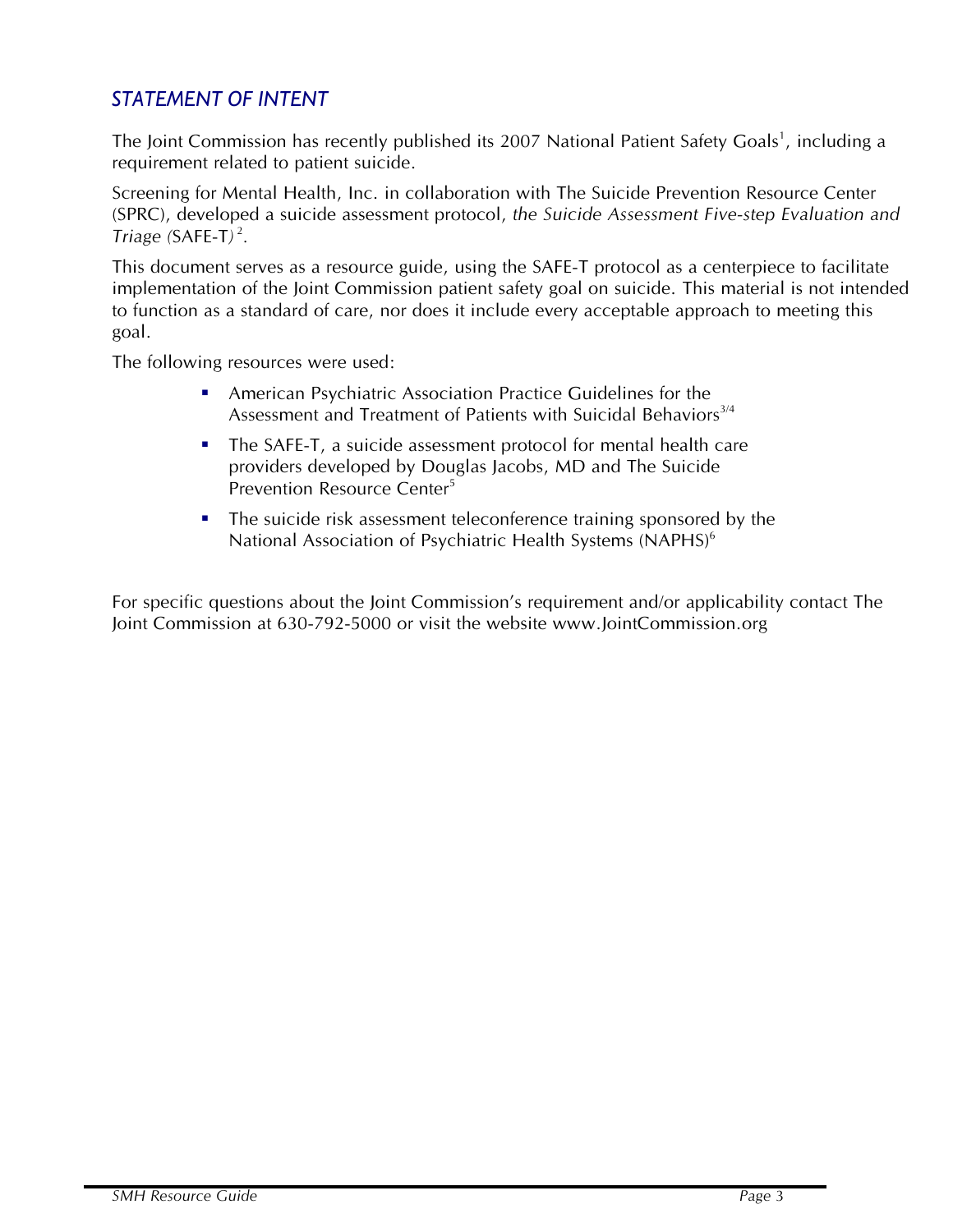## *STATEMENT OF INTENT*

The Joint Commission has recently published its 2007 National Patient Safety Goals[1], including a requirement related to patient suicide.

Screening for Mental Health, Inc. in collaboration with The Suicide Prevention Resource Center (SPRC), developed a suicide assessment protocol, *the Suicide Assessment Five-step Evaluation and Triage (*SAFE-T*)*[2].

This document serves as a resource guide, using the SAFE-T protocol as a centerpiece to facilitate implementation of the Joint Commission patient safety goal on suicide. This material is not intended to function as a standard of care, nor does it include every acceptable approach to meeting this goal.

The following resources were used:

- American Psychiatric Association Practice Guidelines for the Assessment and Treatment of Patients with Suicidal Behaviors[3/4]
- The SAFE-T, a suicide assessment protocol for mental health care providers developed by Douglas Jacobs, MD and The Suicide Prevention Resource Center[5]
- The suicide risk assessment teleconference training sponsored by the National Association of Psychiatric Health Systems (NAPHS)[6]

For specific questions about the Joint Commission's requirement and/or applicability contact The Joint Commission at 630-792-5000 or visit the website www.JointCommission.org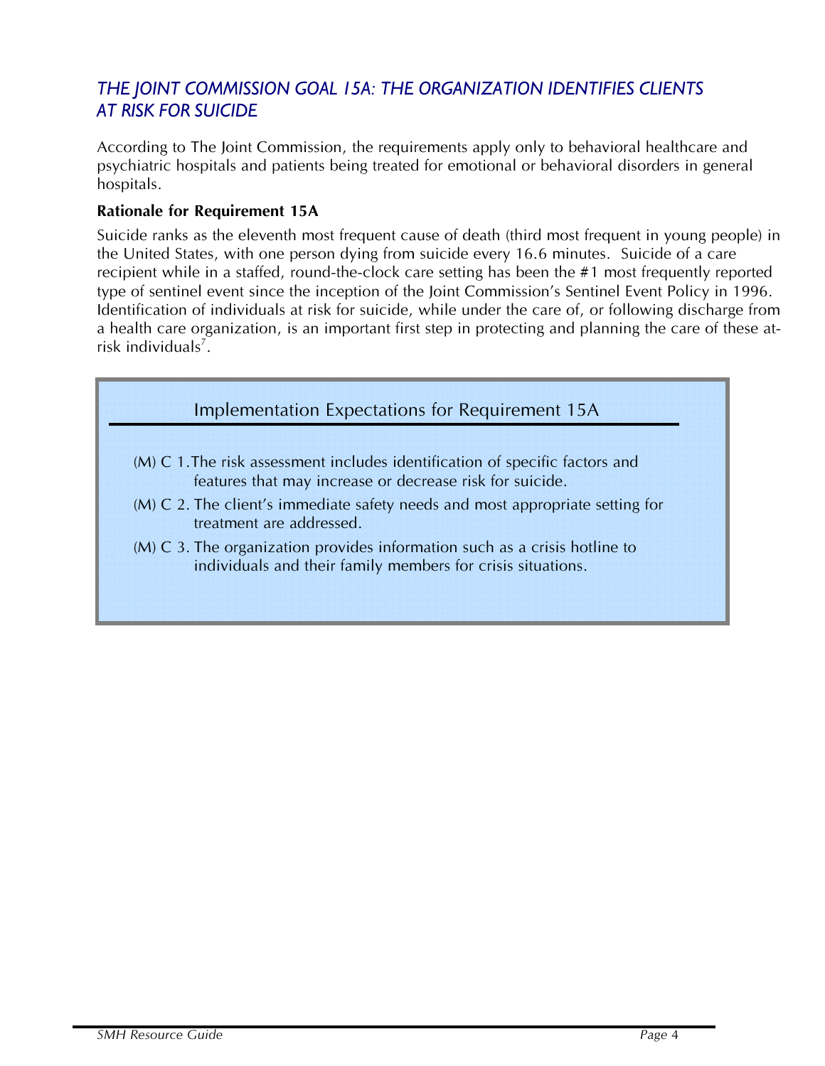## *THE JOINT COMMISSION GOAL 15A: THE ORGANIZATION IDENTIFIES CLIENTS AT RISK FOR SUICIDE*

According to The Joint Commission, the requirements apply only to behavioral healthcare and psychiatric hospitals and patients being treated for emotional or behavioral disorders in general hospitals.

**Rationale for Requirement 15A**

Suicide ranks as the eleventh most frequent cause of death (third most frequent in young people) in the United States, with one person dying from suicide every 16.6 minutes. Suicide of a care recipient while in a staffed, round-the-clock care setting has been the #1 most frequently reported type of sentinel event since the inception of the Joint Commission's Sentinel Event Policy in 1996. Identification of individuals at risk for suicide, while under the care of, or following discharge from a health care organization, is an important first step in protecting and planning the care of these at-risk individuals[7].

### Implementation Expectations for Requirement 15A

- (M) C 1. The risk assessment includes identification of specific factors and features that may increase or decrease risk for suicide.
- (M) C 2. The client's immediate safety needs and most appropriate setting for treatment are addressed.
- (M) C 3. The organization provides information such as a crisis hotline to individuals and their family members for crisis situations.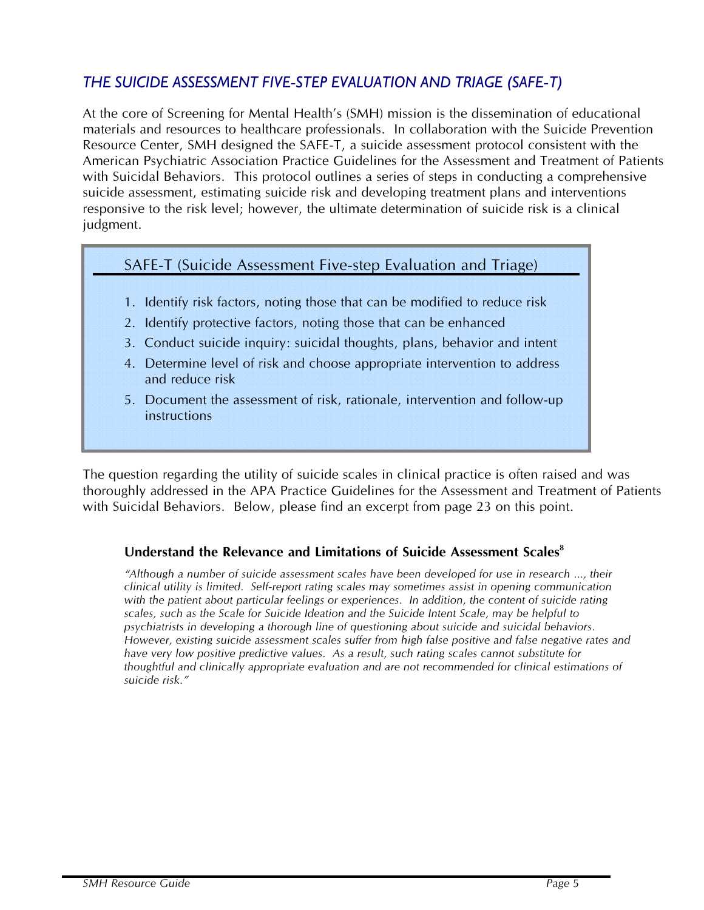## *THE SUICIDE ASSESSMENT FIVE-STEP EVALUATION AND TRIAGE (SAFE-T)*

At the core of Screening for Mental Health's (SMH) mission is the dissemination of educational materials and resources to healthcare professionals. In collaboration with the Suicide Prevention Resource Center, SMH designed the SAFE-T, a suicide assessment protocol consistent with the American Psychiatric Association Practice Guidelines for the Assessment and Treatment of Patients with Suicidal Behaviors. This protocol outlines a series of steps in conducting a comprehensive suicide assessment, estimating suicide risk and developing treatment plans and interventions responsive to the risk level; however, the ultimate determination of suicide risk is a clinical judgment.

### SAFE-T (Suicide Assessment Five-step Evaluation and Triage)

1. Identify risk factors, noting those that can be modified to reduce risk
2. Identify protective factors, noting those that can be enhanced
3. Conduct suicide inquiry: suicidal thoughts, plans, behavior and intent
4. Determine level of risk and choose appropriate intervention to address and reduce risk
5. Document the assessment of risk, rationale, intervention and follow-up instructions

The question regarding the utility of suicide scales in clinical practice is often raised and was thoroughly addressed in the APA Practice Guidelines for the Assessment and Treatment of Patients with Suicidal Behaviors. Below, please find an excerpt from page 23 on this point.

#### Understand the Relevance and Limitations of Suicide Assessment Scales[8]

*"Although a number of suicide assessment scales have been developed for use in research ..., their clinical utility is limited. Self-report rating scales may sometimes assist in opening communication with the patient about particular feelings or experiences. In addition, the content of suicide rating scales, such as the Scale for Suicide Ideation and the Suicide Intent Scale, may be helpful to psychiatrists in developing a thorough line of questioning about suicide and suicidal behaviors. However, existing suicide assessment scales suffer from high false positive and false negative rates and have very low positive predictive values. As a result, such rating scales cannot substitute for thoughtful and clinically appropriate evaluation and are not recommended for clinical estimations of suicide risk."*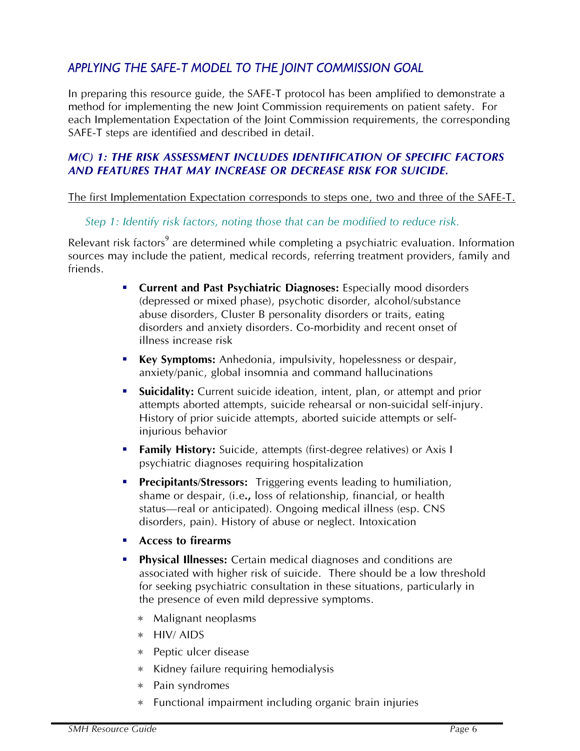## *APPLYING THE SAFE-T MODEL TO THE JOINT COMMISSION GOAL*

In preparing this resource guide, the SAFE-T protocol has been amplified to demonstrate a method for implementing the new Joint Commission requirements on patient safety. For each Implementation Expectation of the Joint Commission requirements, the corresponding SAFE-T steps are identified and described in detail.

### *M(C) 1: THE RISK ASSESSMENT INCLUDES IDENTIFICATION OF SPECIFIC FACTORS AND FEATURES THAT MAY INCREASE OR DECREASE RISK FOR SUICIDE.*

<u>The first Implementation Expectation corresponds to steps one, two and three of the SAFE-T.</u>

*Step 1: Identify risk factors, noting those that can be modified to reduce risk.*

Relevant risk factors[9] are determined while completing a psychiatric evaluation. Information sources may include the patient, medical records, referring treatment providers, family and friends.

- **Current and Past Psychiatric Diagnoses:** Especially mood disorders (depressed or mixed phase), psychotic disorder, alcohol/substance abuse disorders, Cluster B personality disorders or traits, eating disorders and anxiety disorders. Co-morbidity and recent onset of illness increase risk
- **Key Symptoms:** Anhedonia, impulsivity, hopelessness or despair, anxiety/panic, global insomnia and command hallucinations
- **Suicidality:** Current suicide ideation, intent, plan, or attempt and prior attempts aborted attempts, suicide rehearsal or non-suicidal self-injury. History of prior suicide attempts, aborted suicide attempts or self-injurious behavior
- **Family History:** Suicide, attempts (first-degree relatives) or Axis I psychiatric diagnoses requiring hospitalization
- **Precipitants/Stressors:** Triggering events leading to humiliation, shame or despair, (i.e**.,** loss of relationship, financial, or health status—real or anticipated). Ongoing medical illness (esp. CNS disorders, pain). History of abuse or neglect. Intoxication
- **Access to firearms**
- **Physical Illnesses:** Certain medical diagnoses and conditions are associated with higher risk of suicide. There should be a low threshold for seeking psychiatric consultation in these situations, particularly in the presence of even mild depressive symptoms.
  - Malignant neoplasms
  - HIV/ AIDS
  - Peptic ulcer disease
  - Kidney failure requiring hemodialysis
  - Pain syndromes
  - Functional impairment including organic brain injuries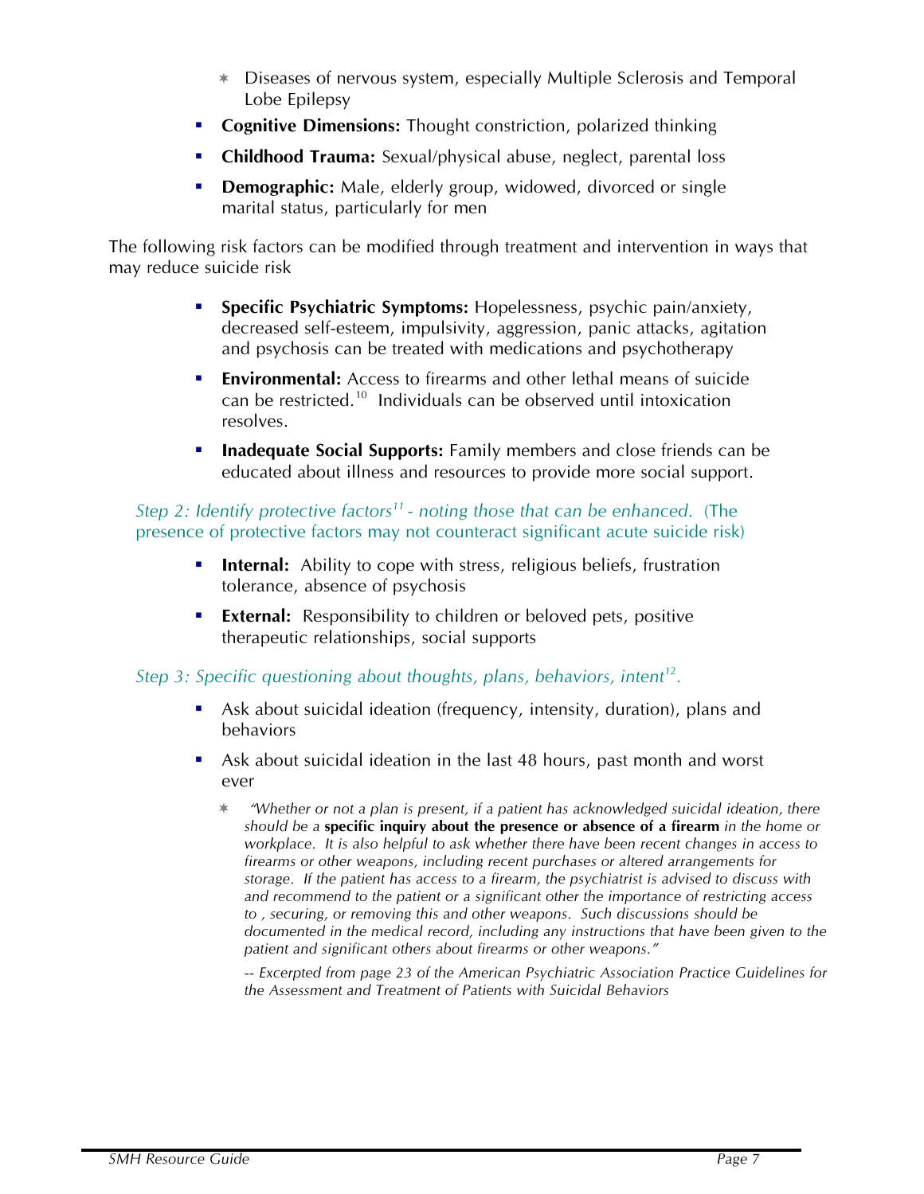- Diseases of nervous system, especially Multiple Sclerosis and Temporal Lobe Epilepsy
- **Cognitive Dimensions:** Thought constriction, polarized thinking
- **Childhood Trauma:** Sexual/physical abuse, neglect, parental loss
- **Demographic:** Male, elderly group, widowed, divorced or single marital status, particularly for men

The following risk factors can be modified through treatment and intervention in ways that may reduce suicide risk

- **Specific Psychiatric Symptoms:** Hopelessness, psychic pain/anxiety, decreased self-esteem, impulsivity, aggression, panic attacks, agitation and psychosis can be treated with medications and psychotherapy
- **Environmental:** Access to firearms and other lethal means of suicide can be restricted.[10] Individuals can be observed until intoxication resolves.
- **Inadequate Social Supports:** Family members and close friends can be educated about illness and resources to provide more social support.

*Step 2: Identify protective factors[11] - noting those that can be enhanced.* (The presence of protective factors may not counteract significant acute suicide risk)

- **Internal:** Ability to cope with stress, religious beliefs, frustration tolerance, absence of psychosis
- **External:** Responsibility to children or beloved pets, positive therapeutic relationships, social supports

*Step 3: Specific questioning about thoughts, plans, behaviors, intent[12].*

- Ask about suicidal ideation (frequency, intensity, duration), plans and behaviors
- Ask about suicidal ideation in the last 48 hours, past month and worst ever
  - *"Whether or not a plan is present, if a patient has acknowledged suicidal ideation, there should be a* **specific inquiry about the presence or absence of a firearm** *in the home or workplace. It is also helpful to ask whether there have been recent changes in access to firearms or other weapons, including recent purchases or altered arrangements for storage. If the patient has access to a firearm, the psychiatrist is advised to discuss with and recommend to the patient or a significant other the importance of restricting access to , securing, or removing this and other weapons. Such discussions should be documented in the medical record, including any instructions that have been given to the patient and significant others about firearms or other weapons."*

    *-- Excerpted from page 23 of the American Psychiatric Association Practice Guidelines for the Assessment and Treatment of Patients with Suicidal Behaviors*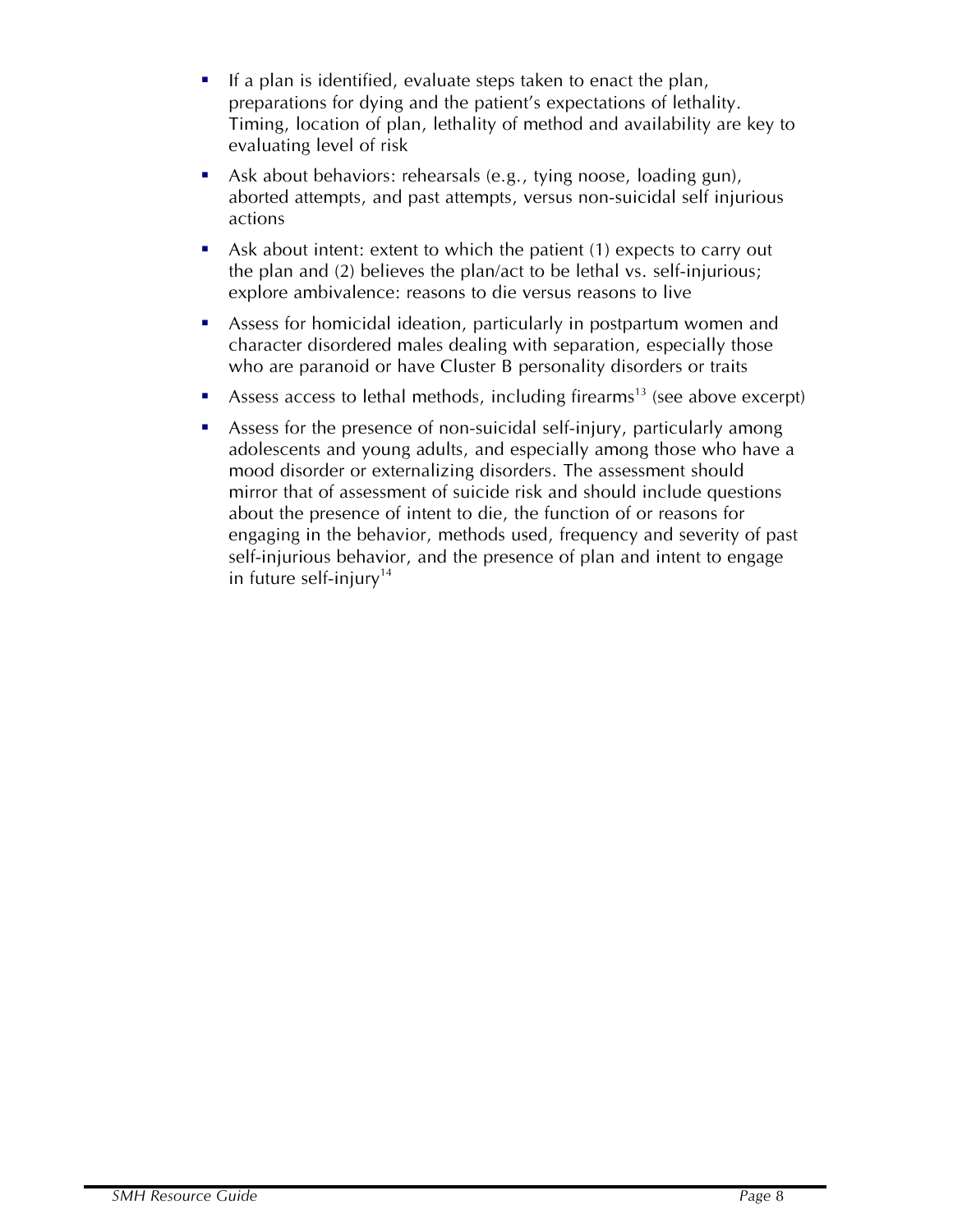- If a plan is identified, evaluate steps taken to enact the plan, preparations for dying and the patient's expectations of lethality. Timing, location of plan, lethality of method and availability are key to evaluating level of risk
- Ask about behaviors: rehearsals (e.g., tying noose, loading gun), aborted attempts, and past attempts, versus non-suicidal self injurious actions
- Ask about intent: extent to which the patient (1) expects to carry out the plan and (2) believes the plan/act to be lethal vs. self-injurious; explore ambivalence: reasons to die versus reasons to live
- Assess for homicidal ideation, particularly in postpartum women and character disordered males dealing with separation, especially those who are paranoid or have Cluster B personality disorders or traits
- Assess access to lethal methods, including firearms[13] (see above excerpt)
- Assess for the presence of non-suicidal self-injury, particularly among adolescents and young adults, and especially among those who have a mood disorder or externalizing disorders. The assessment should mirror that of assessment of suicide risk and should include questions about the presence of intent to die, the function of or reasons for engaging in the behavior, methods used, frequency and severity of past self-injurious behavior, and the presence of plan and intent to engage in future self-injury[14]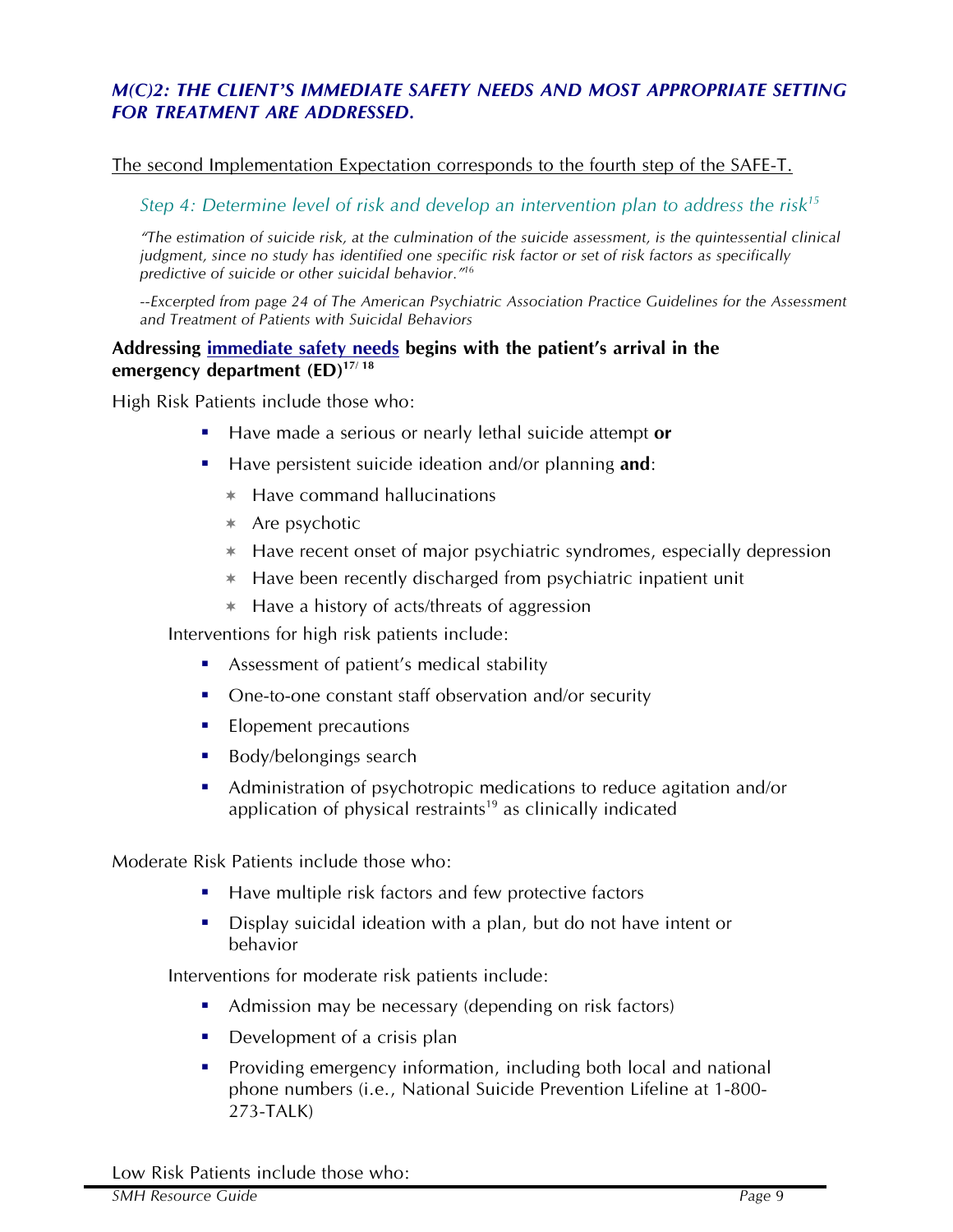## *M(C)2: THE CLIENT'S IMMEDIATE SAFETY NEEDS AND MOST APPROPRIATE SETTING FOR TREATMENT ARE ADDRESSED.*

The second Implementation Expectation corresponds to the fourth step of the SAFE-T.

### *Step 4: Determine level of risk and develop an intervention plan to address the risk*[15]

*"The estimation of suicide risk, at the culmination of the suicide assessment, is the quintessential clinical judgment, since no study has identified one specific risk factor or set of risk factors as specifically predictive of suicide or other suicidal behavior."*[16]

*--Excerpted from page 24 of The American Psychiatric Association Practice Guidelines for the Assessment and Treatment of Patients with Suicidal Behaviors*

**Addressing immediate safety needs begins with the patient's arrival in the emergency department (ED)**[17/18]

High Risk Patients include those who:

- Have made a serious or nearly lethal suicide attempt **or**
- Have persistent suicide ideation and/or planning **and**:
  - Have command hallucinations
  - Are psychotic
  - Have recent onset of major psychiatric syndromes, especially depression
  - Have been recently discharged from psychiatric inpatient unit
  - Have a history of acts/threats of aggression

Interventions for high risk patients include:

- Assessment of patient's medical stability
- One-to-one constant staff observation and/or security
- Elopement precautions
- Body/belongings search
- Administration of psychotropic medications to reduce agitation and/or application of physical restraints[19] as clinically indicated

Moderate Risk Patients include those who:

- Have multiple risk factors and few protective factors
- Display suicidal ideation with a plan, but do not have intent or behavior

Interventions for moderate risk patients include:

- Admission may be necessary (depending on risk factors)
- Development of a crisis plan
- Providing emergency information, including both local and national phone numbers (i.e., National Suicide Prevention Lifeline at 1-800-273-TALK)

Low Risk Patients include those who: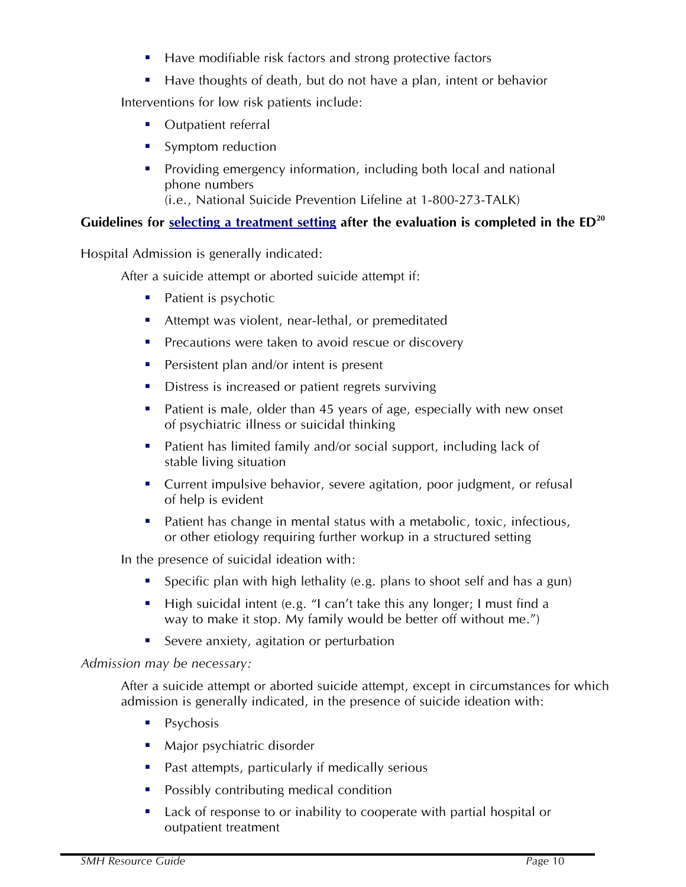- Have modifiable risk factors and strong protective factors
- Have thoughts of death, but do not have a plan, intent or behavior

Interventions for low risk patients include:

- Outpatient referral
- Symptom reduction
- Providing emergency information, including both local and national phone numbers
  (i.e., National Suicide Prevention Lifeline at 1-800-273-TALK)

**Guidelines for selecting a treatment setting after the evaluation is completed in the ED[20]**

Hospital Admission is generally indicated:

After a suicide attempt or aborted suicide attempt if:

- Patient is psychotic
- Attempt was violent, near-lethal, or premeditated
- Precautions were taken to avoid rescue or discovery
- Persistent plan and/or intent is present
- Distress is increased or patient regrets surviving
- Patient is male, older than 45 years of age, especially with new onset of psychiatric illness or suicidal thinking
- Patient has limited family and/or social support, including lack of stable living situation
- Current impulsive behavior, severe agitation, poor judgment, or refusal of help is evident
- Patient has change in mental status with a metabolic, toxic, infectious, or other etiology requiring further workup in a structured setting

In the presence of suicidal ideation with:

- Specific plan with high lethality (e.g. plans to shoot self and has a gun)
- High suicidal intent (e.g. "I can't take this any longer; I must find a way to make it stop. My family would be better off without me.")
- Severe anxiety, agitation or perturbation

*Admission may be necessary:*

After a suicide attempt or aborted suicide attempt, except in circumstances for which admission is generally indicated, in the presence of suicide ideation with:

- Psychosis
- Major psychiatric disorder
- Past attempts, particularly if medically serious
- Possibly contributing medical condition
- Lack of response to or inability to cooperate with partial hospital or outpatient treatment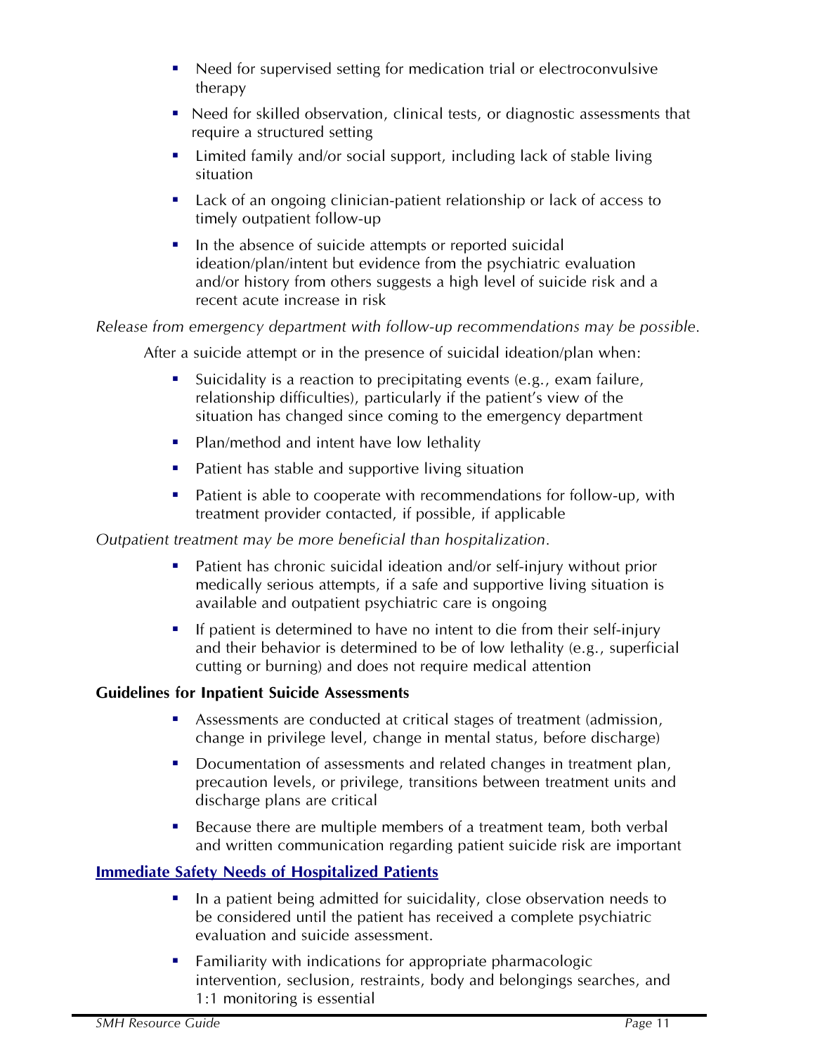- Need for supervised setting for medication trial or electroconvulsive therapy
- Need for skilled observation, clinical tests, or diagnostic assessments that require a structured setting
- Limited family and/or social support, including lack of stable living situation
- Lack of an ongoing clinician-patient relationship or lack of access to timely outpatient follow-up
- In the absence of suicide attempts or reported suicidal ideation/plan/intent but evidence from the psychiatric evaluation and/or history from others suggests a high level of suicide risk and a recent acute increase in risk

*Release from emergency department with follow-up recommendations may be possible.*

After a suicide attempt or in the presence of suicidal ideation/plan when:

- Suicidality is a reaction to precipitating events (e.g., exam failure, relationship difficulties), particularly if the patient's view of the situation has changed since coming to the emergency department
- Plan/method and intent have low lethality
- Patient has stable and supportive living situation
- Patient is able to cooperate with recommendations for follow-up, with treatment provider contacted, if possible, if applicable

*Outpatient treatment may be more beneficial than hospitalization.*

- Patient has chronic suicidal ideation and/or self-injury without prior medically serious attempts, if a safe and supportive living situation is available and outpatient psychiatric care is ongoing
- If patient is determined to have no intent to die from their self-injury and their behavior is determined to be of low lethality (e.g., superficial cutting or burning) and does not require medical attention

**Guidelines for Inpatient Suicide Assessments**

- Assessments are conducted at critical stages of treatment (admission, change in privilege level, change in mental status, before discharge)
- Documentation of assessments and related changes in treatment plan, precaution levels, or privilege, transitions between treatment units and discharge plans are critical
- Because there are multiple members of a treatment team, both verbal and written communication regarding patient suicide risk are important

**Immediate Safety Needs of Hospitalized Patients**

- In a patient being admitted for suicidality, close observation needs to be considered until the patient has received a complete psychiatric evaluation and suicide assessment.
- Familiarity with indications for appropriate pharmacologic intervention, seclusion, restraints, body and belongings searches, and 1:1 monitoring is essential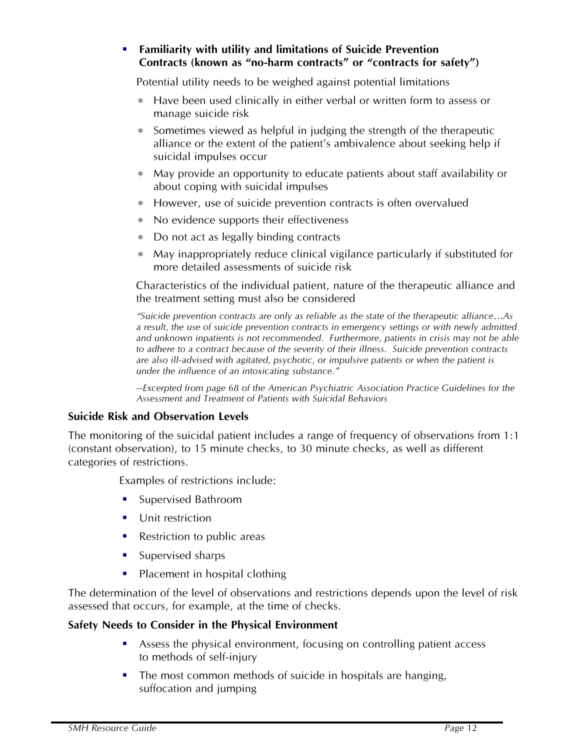- **Familiarity with utility and limitations of Suicide Prevention Contracts (known as "no-harm contracts" or "contracts for safety")**

  Potential utility needs to be weighed against potential limitations

  - Have been used clinically in either verbal or written form to assess or manage suicide risk
  - Sometimes viewed as helpful in judging the strength of the therapeutic alliance or the extent of the patient's ambivalence about seeking help if suicidal impulses occur
  - May provide an opportunity to educate patients about staff availability or about coping with suicidal impulses
  - However, use of suicide prevention contracts is often overvalued
  - No evidence supports their effectiveness
  - Do not act as legally binding contracts
  - May inappropriately reduce clinical vigilance particularly if substituted for more detailed assessments of suicide risk

  Characteristics of the individual patient, nature of the therapeutic alliance and the treatment setting must also be considered

  *"Suicide prevention contracts are only as reliable as the state of the therapeutic alliance…As a result, the use of suicide prevention contracts in emergency settings or with newly admitted and unknown inpatients is not recommended. Furthermore, patients in crisis may not be able to adhere to a contract because of the severity of their illness. Suicide prevention contracts are also ill-advised with agitated, psychotic, or impulsive patients or when the patient is under the influence of an intoxicating substance."*

  *--Excerpted from page 68 of the American Psychiatric Association Practice Guidelines for the Assessment and Treatment of Patients with Suicidal Behaviors*

**Suicide Risk and Observation Levels**

The monitoring of the suicidal patient includes a range of frequency of observations from 1:1 (constant observation), to 15 minute checks, to 30 minute checks, as well as different categories of restrictions.

Examples of restrictions include:

- Supervised Bathroom
- Unit restriction
- Restriction to public areas
- Supervised sharps
- Placement in hospital clothing

The determination of the level of observations and restrictions depends upon the level of risk assessed that occurs, for example, at the time of checks.

**Safety Needs to Consider in the Physical Environment**

- Assess the physical environment, focusing on controlling patient access to methods of self-injury
- The most common methods of suicide in hospitals are hanging, suffocation and jumping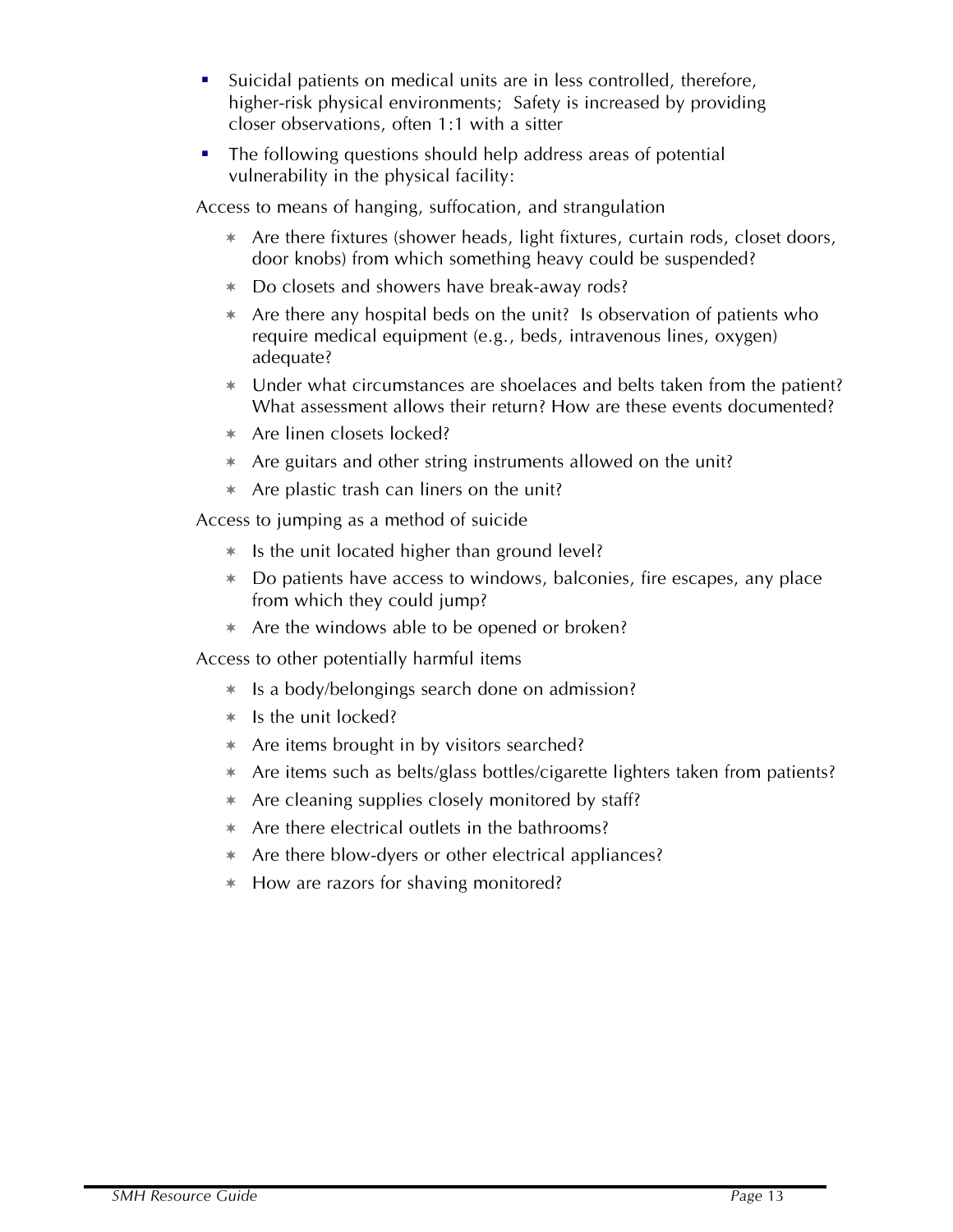- Suicidal patients on medical units are in less controlled, therefore, higher-risk physical environments; Safety is increased by providing closer observations, often 1:1 with a sitter
- The following questions should help address areas of potential vulnerability in the physical facility:

Access to means of hanging, suffocation, and strangulation

- Are there fixtures (shower heads, light fixtures, curtain rods, closet doors, door knobs) from which something heavy could be suspended?
- Do closets and showers have break-away rods?
- Are there any hospital beds on the unit? Is observation of patients who require medical equipment (e.g., beds, intravenous lines, oxygen) adequate?
- Under what circumstances are shoelaces and belts taken from the patient? What assessment allows their return? How are these events documented?
- Are linen closets locked?
- Are guitars and other string instruments allowed on the unit?
- Are plastic trash can liners on the unit?

Access to jumping as a method of suicide

- Is the unit located higher than ground level?
- Do patients have access to windows, balconies, fire escapes, any place from which they could jump?
- Are the windows able to be opened or broken?

Access to other potentially harmful items

- Is a body/belongings search done on admission?
- Is the unit locked?
- Are items brought in by visitors searched?
- Are items such as belts/glass bottles/cigarette lighters taken from patients?
- Are cleaning supplies closely monitored by staff?
- Are there electrical outlets in the bathrooms?
- Are there blow-dyers or other electrical appliances?
- How are razors for shaving monitored?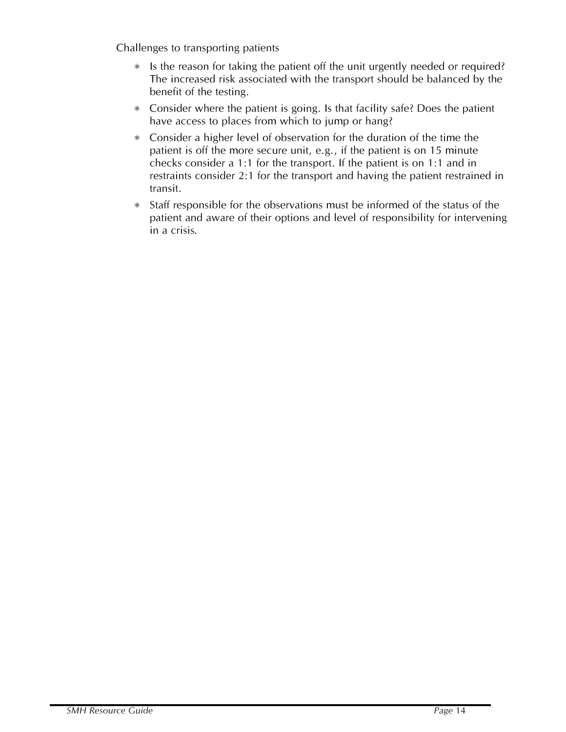Challenges to transporting patients

- Is the reason for taking the patient off the unit urgently needed or required? The increased risk associated with the transport should be balanced by the benefit of the testing.
- Consider where the patient is going. Is that facility safe? Does the patient have access to places from which to jump or hang?
- Consider a higher level of observation for the duration of the time the patient is off the more secure unit, e.g., if the patient is on 15 minute checks consider a 1:1 for the transport. If the patient is on 1:1 and in restraints consider 2:1 for the transport and having the patient restrained in transit.
- Staff responsible for the observations must be informed of the status of the patient and aware of their options and level of responsibility for intervening in a crisis.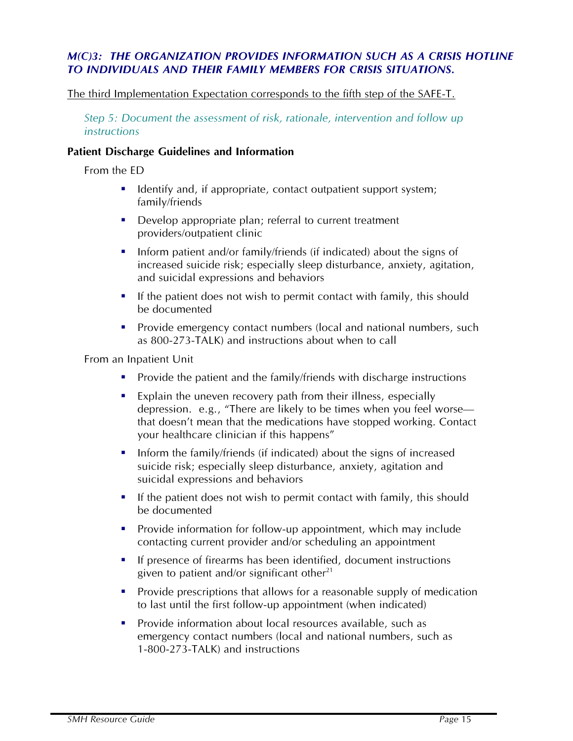### *M(C)3: THE ORGANIZATION PROVIDES INFORMATION SUCH AS A CRISIS HOTLINE TO INDIVIDUALS AND THEIR FAMILY MEMBERS FOR CRISIS SITUATIONS.*

<u>The third Implementation Expectation corresponds to the fifth step of the SAFE-T.</u>

*Step 5: Document the assessment of risk, rationale, intervention and follow up instructions*

**Patient Discharge Guidelines and Information**

From the ED

- Identify and, if appropriate, contact outpatient support system; family/friends
- Develop appropriate plan; referral to current treatment providers/outpatient clinic
- Inform patient and/or family/friends (if indicated) about the signs of increased suicide risk; especially sleep disturbance, anxiety, agitation, and suicidal expressions and behaviors
- If the patient does not wish to permit contact with family, this should be documented
- Provide emergency contact numbers (local and national numbers, such as 800-273-TALK) and instructions about when to call

From an Inpatient Unit

- Provide the patient and the family/friends with discharge instructions
- Explain the uneven recovery path from their illness, especially depression. e.g., "There are likely to be times when you feel worse—that doesn't mean that the medications have stopped working. Contact your healthcare clinician if this happens"
- Inform the family/friends (if indicated) about the signs of increased suicide risk; especially sleep disturbance, anxiety, agitation and suicidal expressions and behaviors
- If the patient does not wish to permit contact with family, this should be documented
- Provide information for follow-up appointment, which may include contacting current provider and/or scheduling an appointment
- If presence of firearms has been identified, document instructions given to patient and/or significant other[21]
- Provide prescriptions that allows for a reasonable supply of medication to last until the first follow-up appointment (when indicated)
- Provide information about local resources available, such as emergency contact numbers (local and national numbers, such as 1-800-273-TALK) and instructions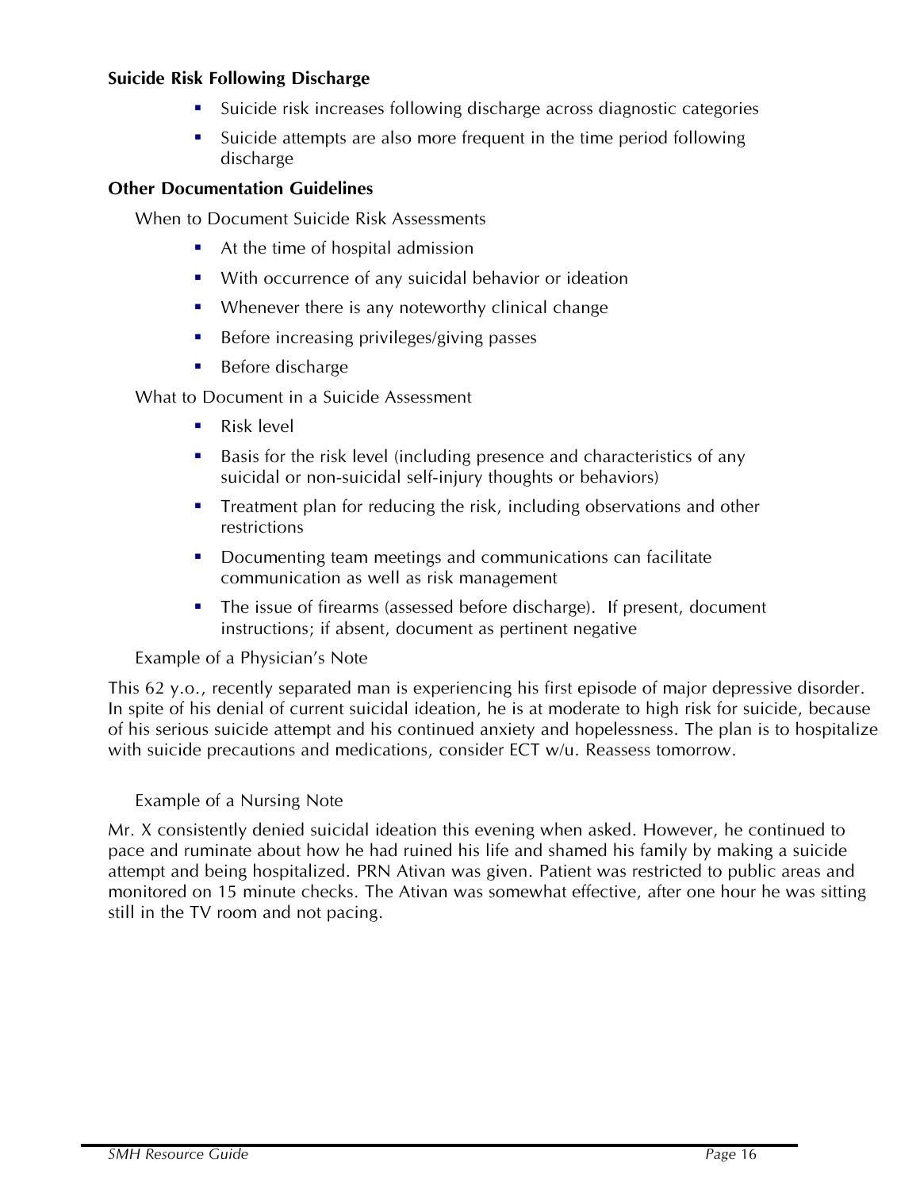**Suicide Risk Following Discharge**

- Suicide risk increases following discharge across diagnostic categories
- Suicide attempts are also more frequent in the time period following discharge

**Other Documentation Guidelines**

When to Document Suicide Risk Assessments

- At the time of hospital admission
- With occurrence of any suicidal behavior or ideation
- Whenever there is any noteworthy clinical change
- Before increasing privileges/giving passes
- Before discharge

What to Document in a Suicide Assessment

- Risk level
- Basis for the risk level (including presence and characteristics of any suicidal or non-suicidal self-injury thoughts or behaviors)
- Treatment plan for reducing the risk, including observations and other restrictions
- Documenting team meetings and communications can facilitate communication as well as risk management
- The issue of firearms (assessed before discharge). If present, document instructions; if absent, document as pertinent negative

Example of a Physician's Note

This 62 y.o., recently separated man is experiencing his first episode of major depressive disorder. In spite of his denial of current suicidal ideation, he is at moderate to high risk for suicide, because of his serious suicide attempt and his continued anxiety and hopelessness. The plan is to hospitalize with suicide precautions and medications, consider ECT w/u. Reassess tomorrow.

Example of a Nursing Note

Mr. X consistently denied suicidal ideation this evening when asked. However, he continued to pace and ruminate about how he had ruined his life and shamed his family by making a suicide attempt and being hospitalized. PRN Ativan was given. Patient was restricted to public areas and monitored on 15 minute checks. The Ativan was somewhat effective, after one hour he was sitting still in the TV room and not pacing.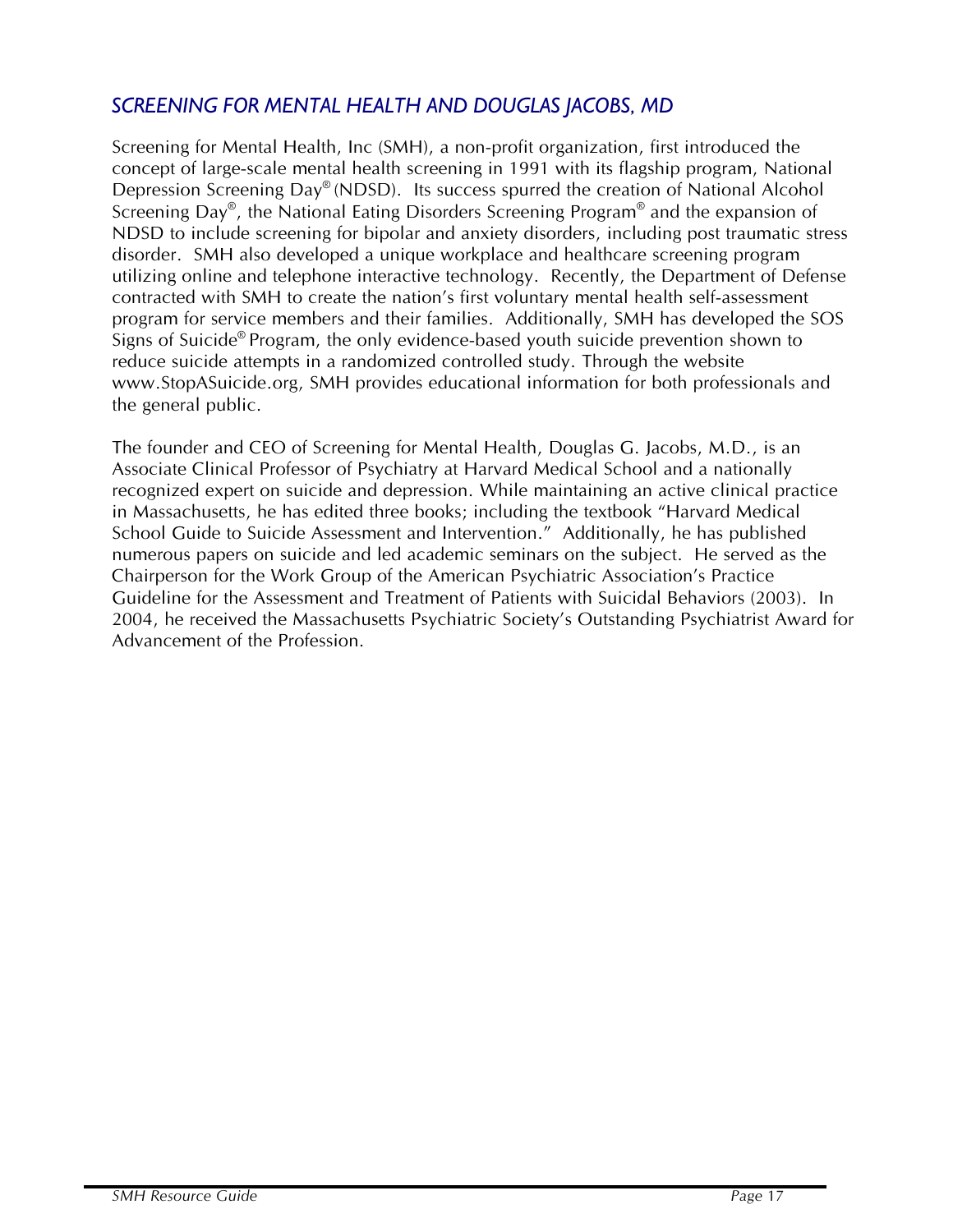## *SCREENING FOR MENTAL HEALTH AND DOUGLAS JACOBS, MD*

Screening for Mental Health, Inc (SMH), a non-profit organization, first introduced the concept of large-scale mental health screening in 1991 with its flagship program, National Depression Screening Day® (NDSD). Its success spurred the creation of National Alcohol Screening Day®, the National Eating Disorders Screening Program® and the expansion of NDSD to include screening for bipolar and anxiety disorders, including post traumatic stress disorder. SMH also developed a unique workplace and healthcare screening program utilizing online and telephone interactive technology. Recently, the Department of Defense contracted with SMH to create the nation's first voluntary mental health self-assessment program for service members and their families. Additionally, SMH has developed the SOS Signs of Suicide® Program, the only evidence-based youth suicide prevention shown to reduce suicide attempts in a randomized controlled study. Through the website www.StopASuicide.org, SMH provides educational information for both professionals and the general public.

The founder and CEO of Screening for Mental Health, Douglas G. Jacobs, M.D., is an Associate Clinical Professor of Psychiatry at Harvard Medical School and a nationally recognized expert on suicide and depression. While maintaining an active clinical practice in Massachusetts, he has edited three books; including the textbook "Harvard Medical School Guide to Suicide Assessment and Intervention." Additionally, he has published numerous papers on suicide and led academic seminars on the subject. He served as the Chairperson for the Work Group of the American Psychiatric Association's Practice Guideline for the Assessment and Treatment of Patients with Suicidal Behaviors (2003). In 2004, he received the Massachusetts Psychiatric Society's Outstanding Psychiatrist Award for Advancement of the Profession.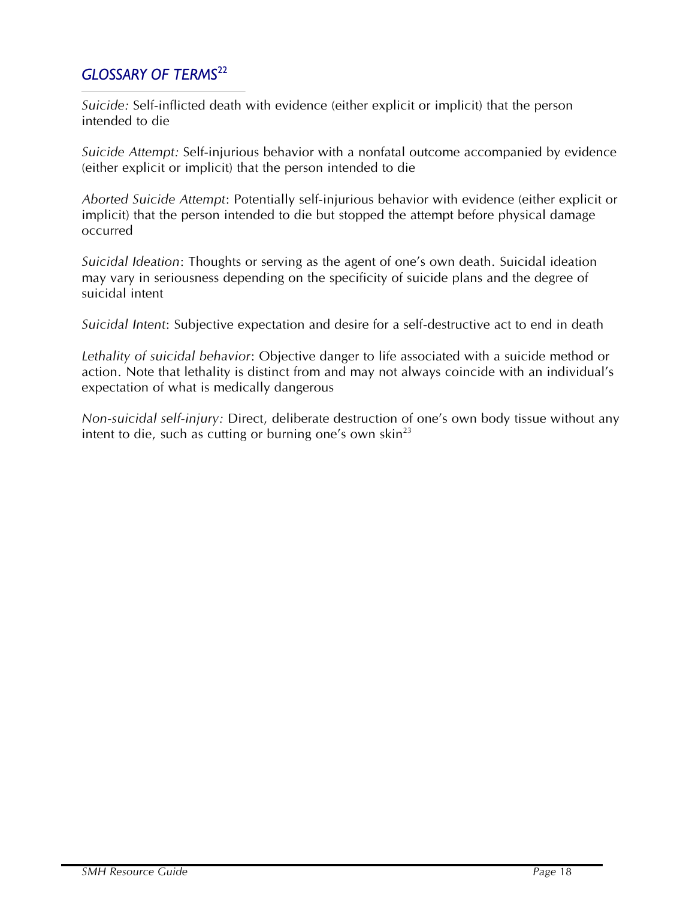## *GLOSSARY OF TERMS*[22]

*Suicide:* Self-inflicted death with evidence (either explicit or implicit) that the person intended to die

*Suicide Attempt:* Self-injurious behavior with a nonfatal outcome accompanied by evidence (either explicit or implicit) that the person intended to die

*Aborted Suicide Attempt*: Potentially self-injurious behavior with evidence (either explicit or implicit) that the person intended to die but stopped the attempt before physical damage occurred

*Suicidal Ideation*: Thoughts or serving as the agent of one's own death. Suicidal ideation may vary in seriousness depending on the specificity of suicide plans and the degree of suicidal intent

*Suicidal Intent*: Subjective expectation and desire for a self-destructive act to end in death

*Lethality of suicidal behavior*: Objective danger to life associated with a suicide method or action. Note that lethality is distinct from and may not always coincide with an individual's expectation of what is medically dangerous

*Non-suicidal self-injury:* Direct, deliberate destruction of one's own body tissue without any intent to die, such as cutting or burning one's own skin[23]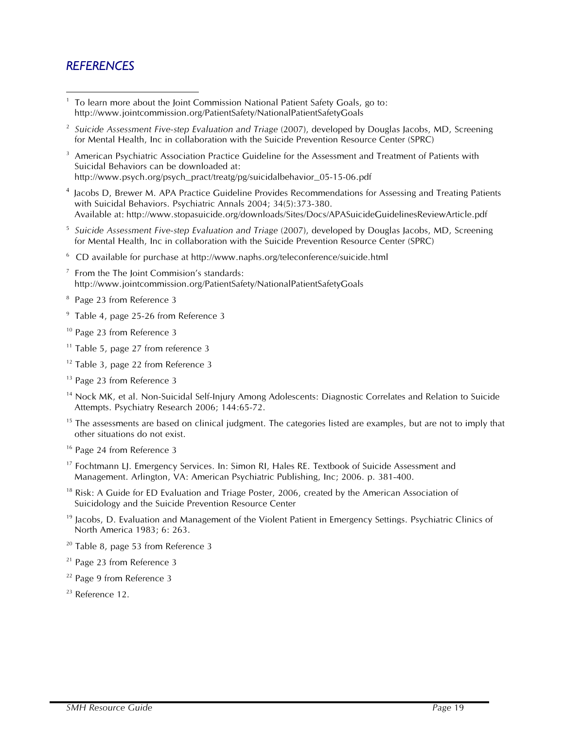## *REFERENCES*

[1] To learn more about the Joint Commission National Patient Safety Goals, go to: http://www.jointcommission.org/PatientSafety/NationalPatientSafetyGoals

[2] *Suicide Assessment Five-step Evaluation and Triage* (2007), developed by Douglas Jacobs, MD, Screening for Mental Health, Inc in collaboration with the Suicide Prevention Resource Center (SPRC)

[3] American Psychiatric Association Practice Guideline for the Assessment and Treatment of Patients with Suicidal Behaviors can be downloaded at: http://www.psych.org/psych_pract/treatg/pg/suicidalbehavior_05-15-06.pdf

[4] Jacobs D, Brewer M. APA Practice Guideline Provides Recommendations for Assessing and Treating Patients with Suicidal Behaviors. Psychiatric Annals 2004; 34(5):373-380. Available at: http://www.stopasuicide.org/downloads/Sites/Docs/APASuicideGuidelinesReviewArticle.pdf

[5] *Suicide Assessment Five-step Evaluation and Triage* (2007), developed by Douglas Jacobs, MD, Screening for Mental Health, Inc in collaboration with the Suicide Prevention Resource Center (SPRC)

[6] CD available for purchase at http://www.naphs.org/teleconference/suicide.html

[7] From the The Joint Commision's standards: http://www.jointcommission.org/PatientSafety/NationalPatientSafetyGoals

[8] Page 23 from Reference 3

[9] Table 4, page 25-26 from Reference 3

[10] Page 23 from Reference 3

[11] Table 5, page 27 from reference 3

[12] Table 3, page 22 from Reference 3

[13] Page 23 from Reference 3

[14] Nock MK, et al. Non-Suicidal Self-Injury Among Adolescents: Diagnostic Correlates and Relation to Suicide Attempts. Psychiatry Research 2006; 144:65-72.

[15] The assessments are based on clinical judgment. The categories listed are examples, but are not to imply that other situations do not exist.

[16] Page 24 from Reference 3

[17] Fochtmann LJ. Emergency Services. In: Simon RI, Hales RE. Textbook of Suicide Assessment and Management. Arlington, VA: American Psychiatric Publishing, Inc; 2006. p. 381-400.

[18] Risk: A Guide for ED Evaluation and Triage Poster, 2006, created by the American Association of Suicidology and the Suicide Prevention Resource Center

[19] Jacobs, D. Evaluation and Management of the Violent Patient in Emergency Settings. Psychiatric Clinics of North America 1983; 6: 263.

[20] Table 8, page 53 from Reference 3

[21] Page 23 from Reference 3

[22] Page 9 from Reference 3

[23] Reference 12.